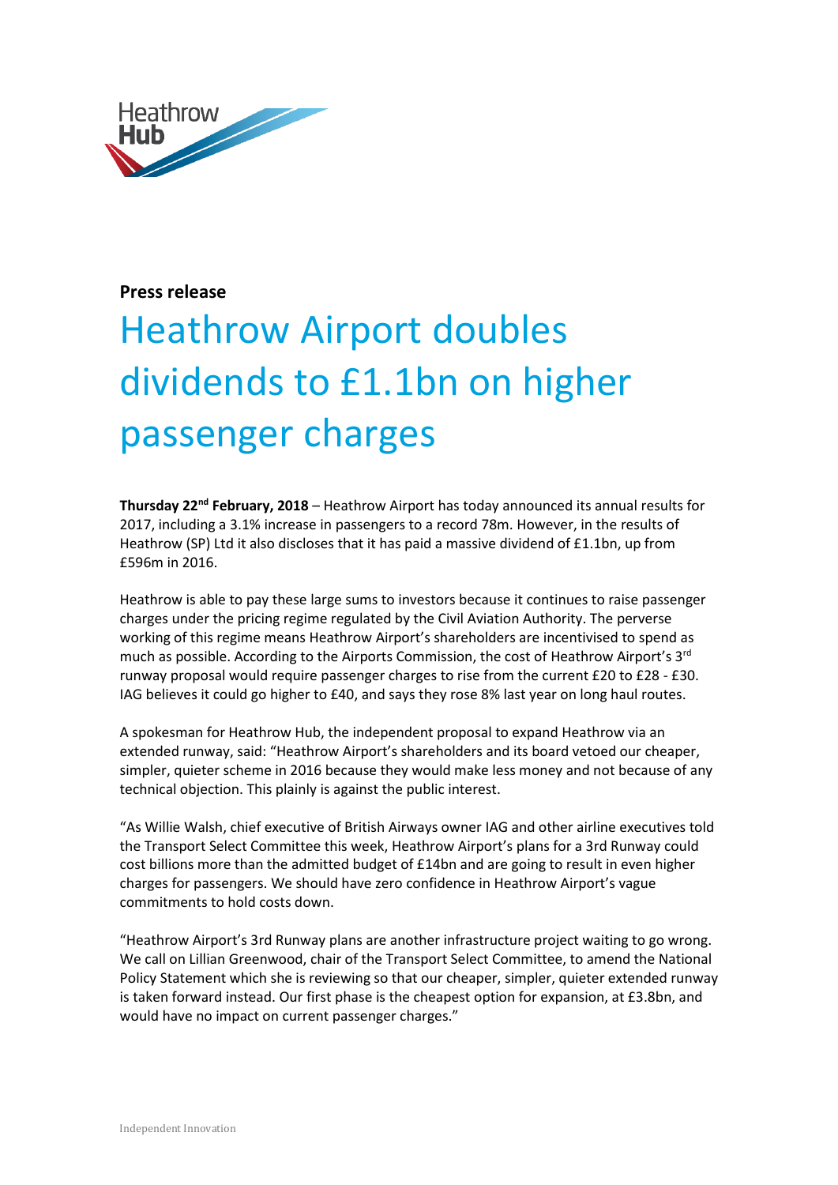**Press release**

# Heathrow Airport doubles dividends to £1.1bn on higher passenger charges

**Thursday 22nd February, 2018** – Heathrow Airport has today announced its annual results for 2017, including a 3.1% increase in passengers to a record 78m. However, in the results of Heathrow (SP) Ltd it also discloses that it has paid a massive dividend of £1.1bn, up from £596m in 2016.

Heathrow is able to pay these large sums to investors because it continues to raise passenger charges under the pricing regime regulated by the Civil Aviation Authority. The perverse working of this regime means Heathrow Airport's shareholders are incentivised to spend as much as possible. According to the Airports Commission, the cost of Heathrow Airport's 3rd runway proposal would require passenger charges to rise from the current £20 to £28 - £30. IAG believes it could go higher to £40, and says they rose 8% last year on long haul routes.

A spokesman for Heathrow Hub, the independent proposal to expand Heathrow via an extended runway, said: "Heathrow Airport's shareholders and its board vetoed our cheaper, simpler, quieter scheme in 2016 because they would make less money and not because of any technical objection. This plainly is against the public interest.

"As Willie Walsh, chief executive of British Airways owner IAG and other airline executives told the Transport Select Committee this week, Heathrow Airport's plans for a 3rd Runway could cost billions more than the admitted budget of £14bn and are going to result in even higher charges for passengers. We should have zero confidence in Heathrow Airport's vague commitments to hold costs down.

"Heathrow Airport's 3rd Runway plans are another infrastructure project waiting to go wrong. We call on Lillian Greenwood, chair of the Transport Select Committee, to amend the National Policy Statement which she is reviewing so that our cheaper, simpler, quieter extended runway is taken forward instead. Our first phase is the cheapest option for expansion, at £3.8bn, and would have no impact on current passenger charges."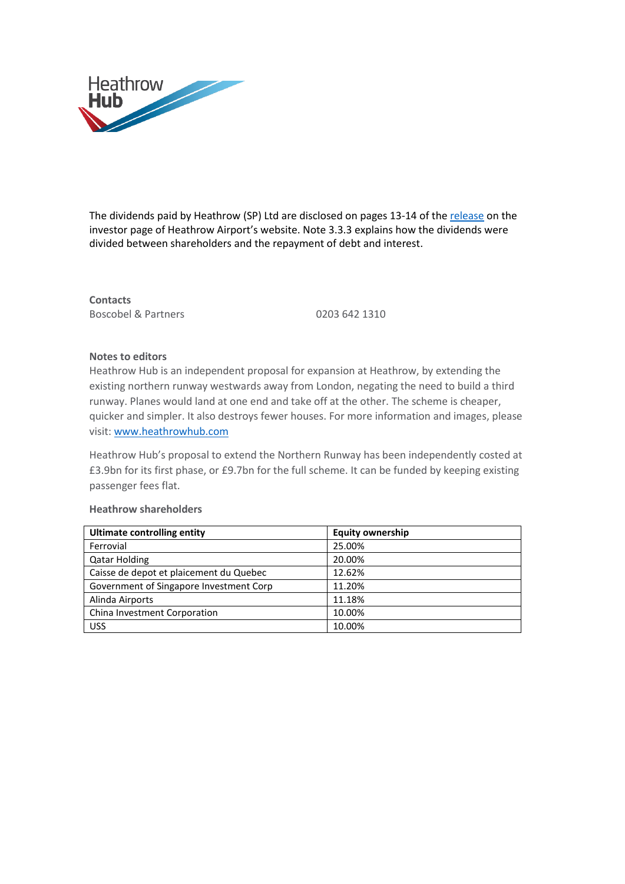The dividends paid by Heathrow (SP) Ltd are disclosed on pages 13-14 of the release on the investor page of Heathrow Airport's website. Note 3.3.3 explains how the dividends were divided between shareholders and the repayment of debt and interest.

**Contacts**

Boscobel & Partners 0203 642 1310

**Notes to editors**

Heathrow Hub is an independent proposal for expansion at Heathrow, by extending the existing northern runway westwards away from London, negating the need to build a third runway. Planes would land at one end and take off at the other. The scheme is cheaper, quicker and simpler. It also destroys fewer houses. For more information and images, please visit: www.heathrowhub.com

Heathrow Hub's proposal to extend the Northern Runway has been independently costed at £3.9bn for its first phase, or £9.7bn for the full scheme. It can be funded by keeping existing passenger fees flat.

**Heathrow shareholders**

| Ultimate controlling entity | Equity ownership |
|---|---|
| Ferrovial | 25.00% |
| Qatar Holding | 20.00% |
| Caisse de depot et placement du Quebec | 12.62% |
| Government of Singapore Investment Corp | 11.20% |
| Alinda Airports | 11.18% |
| China Investment Corporation | 10.00% |
| USS | 10.00% |